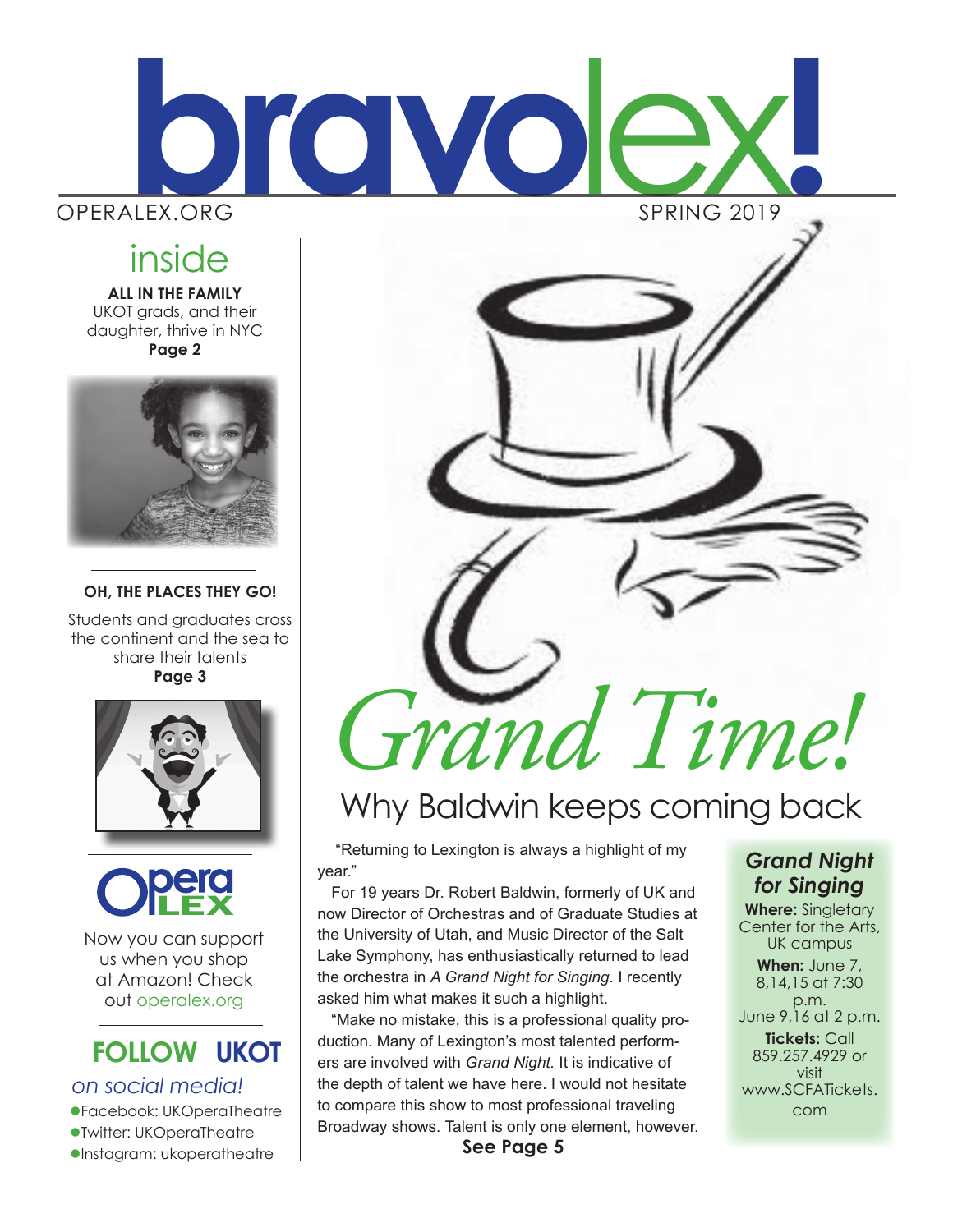# bravolex!

OPERALEX.ORG

SPRING 2019

## inside

**ALL IN THE FAMILY**

UKOT grads, and their daughter, thrive in NYC

**Page 2**

**OH, THE PLACES THEY GO!**

Students and graduates cross the continent and the sea to share their talents

**Page 3**

Opera LEX

Now you can support us when you shop at Amazon! Check out operalex.org

**FOLLOW UKOT** *on social media!*

- Facebook: UKOperaTheatre
- Twitter: UKOperaTheatre
- Instagram: ukoperatheatre

# *Grand Time!*

## Why Baldwin keeps coming back

"Returning to Lexington is always a highlight of my year."

For 19 years Dr. Robert Baldwin, formerly of UK and now Director of Orchestras and of Graduate Studies at the University of Utah, and Music Director of the Salt Lake Symphony, has enthusiastically returned to lead the orchestra in *A Grand Night for Singing*. I recently asked him what makes it such a highlight.

"Make no mistake, this is a professional quality production. Many of Lexington's most talented performers are involved with *Grand Night*. It is indicative of the depth of talent we have here. I would not hesitate to compare this show to most professional traveling Broadway shows. Talent is only one element, however.

**See Page 5**

### *Grand Night for Singing*

**Where:** Singletary Center for the Arts, UK campus

**When:** June 7, 8,14,15 at 7:30 p.m.
June 9,16 at 2 p.m.

**Tickets:** Call 859.257.4929 or visit www.SCFATickets.com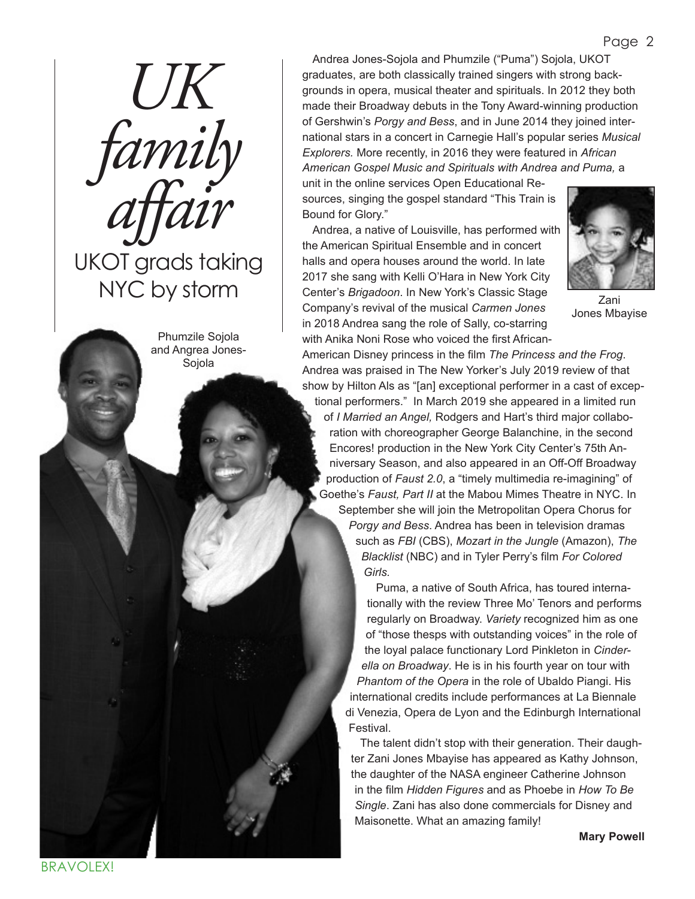# *UK family affair*

## UKOT grads taking NYC by storm

Phumzile Sojola and Angrea Jones-Sojola

Andrea Jones-Sojola and Phumzile ("Puma") Sojola, UKOT graduates, are both classically trained singers with strong backgrounds in opera, musical theater and spirituals. In 2012 they both made their Broadway debuts in the Tony Award-winning production of Gershwin's *Porgy and Bess*, and in June 2014 they joined international stars in a concert in Carnegie Hall's popular series *Musical Explorers.* More recently, in 2016 they were featured in *African American Gospel Music and Spirituals with Andrea and Puma,* a unit in the online services Open Educational Resources, singing the gospel standard "This Train is Bound for Glory."

Andrea, a native of Louisville, has performed with the American Spiritual Ensemble and in concert halls and opera houses around the world. In late 2017 she sang with Kelli O'Hara in New York City Center's *Brigadoon*. In New York's Classic Stage Company's revival of the musical *Carmen Jones* in 2018 Andrea sang the role of Sally, co-starring with Anika Noni Rose who voiced the first African-American Disney princess in the film *The Princess and the Frog*. Andrea was praised in The New Yorker's July 2019 review of that show by Hilton Als as "[an] exceptional performer in a cast of exceptional performers." In March 2019 she appeared in a limited run of *I Married an Angel,* Rodgers and Hart's third major collaboration with choreographer George Balanchine, in the second Encores! production in the New York City Center's 75th Anniversary Season, and also appeared in an Off-Off Broadway production of *Faust 2.0*, a "timely multimedia re-imagining" of Goethe's *Faust, Part II* at the Mabou Mimes Theatre in NYC. In September she will join the Metropolitan Opera Chorus for *Porgy and Bess*. Andrea has been in television dramas such as *FBI* (CBS), *Mozart in the Jungle* (Amazon), *The Blacklist* (NBC) and in Tyler Perry's film *For Colored Girls.*

Zani Jones Mbayise

Puma, a native of South Africa, has toured internationally with the review Three Mo' Tenors and performs regularly on Broadway. *Variety* recognized him as one of "those thesps with outstanding voices" in the role of the loyal palace functionary Lord Pinkleton in *Cinderella on Broadway*. He is in his fourth year on tour with *Phantom of the Opera* in the role of Ubaldo Piangi. His international credits include performances at La Biennale di Venezia, Opera de Lyon and the Edinburgh International Festival.

The talent didn't stop with their generation. Their daughter Zani Jones Mbayise has appeared as Kathy Johnson, the daughter of the NASA engineer Catherine Johnson in the film *Hidden Figures* and as Phoebe in *How To Be Single*. Zani has also done commercials for Disney and Maisonette. What an amazing family!

**Mary Powell**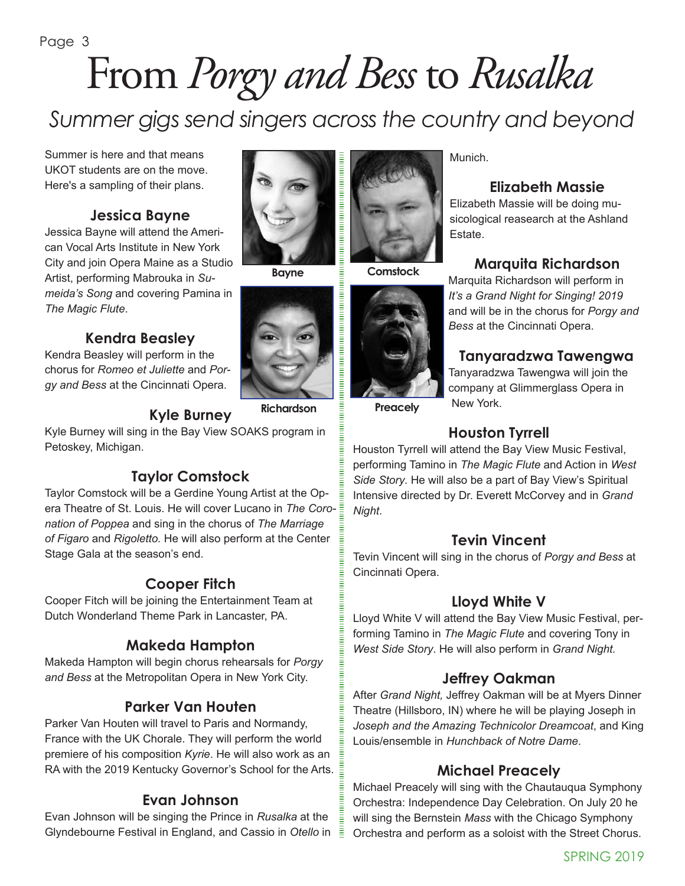# From *Porgy and Bess* to *Rusalka*

## *Summer gigs send singers across the country and beyond*

Summer is here and that means UKOT students are on the move. Here's a sampling of their plans.

### Jessica Bayne

Jessica Bayne will attend the American Vocal Arts Institute in New York City and join Opera Maine as a Studio Artist, performing Mabrouka in *Sumeida's Song* and covering Pamina in *The Magic Flute*.

### Kendra Beasley

Kendra Beasley will perform in the chorus for *Romeo et Juliette* and *Porgy and Bess* at the Cincinnati Opera.

### Kyle Burney

Kyle Burney will sing in the Bay View SOAKS program in Petoskey, Michigan.

### Taylor Comstock

Taylor Comstock will be a Gerdine Young Artist at the Opera Theatre of St. Louis. He will cover Lucano in *The Coronation of Poppea* and sing in the chorus of *The Marriage of Figaro* and *Rigoletto.* He will also perform at the Center Stage Gala at the season's end.

### Cooper Fitch

Cooper Fitch will be joining the Entertainment Team at Dutch Wonderland Theme Park in Lancaster, PA.

### Makeda Hampton

Makeda Hampton will begin chorus rehearsals for *Porgy and Bess* at the Metropolitan Opera in New York City.

### Parker Van Houten

Parker Van Houten will travel to Paris and Normandy, France with the UK Chorale. They will perform the world premiere of his composition *Kyrie*. He will also work as an RA with the 2019 Kentucky Governor's School for the Arts.

### Evan Johnson

Evan Johnson will be singing the Prince in *Rusalka* at the Glyndebourne Festival in England, and Cassio in *Otello* in Munich.

Bayne

Comstock

Richardson

Preacely

### Elizabeth Massie

Elizabeth Massie will be doing musicological reasearch at the Ashland Estate.

### Marquita Richardson

Marquita Richardson will perform in *It's a Grand Night for Singing! 2019* and will be in the chorus for *Porgy and Bess* at the Cincinnati Opera.

### Tanyaradzwa Tawengwa

Tanyaradzwa Tawengwa will join the company at Glimmerglass Opera in New York.

### Houston Tyrrell

Houston Tyrrell will attend the Bay View Music Festival, performing Tamino in *The Magic Flute* and Action in *West Side Story*. He will also be a part of Bay View's Spiritual Intensive directed by Dr. Everett McCorvey and in *Grand Night*.

### Tevin Vincent

Tevin Vincent will sing in the chorus of *Porgy and Bess* at Cincinnati Opera.

### Lloyd White V

Lloyd White V will attend the Bay View Music Festival, performing Tamino in *The Magic Flute* and covering Tony in *West Side Story*. He will also perform in *Grand Night.*

### Jeffrey Oakman

After *Grand Night,* Jeffrey Oakman will be at Myers Dinner Theatre (Hillsboro, IN) where he will be playing Joseph in *Joseph and the Amazing Technicolor Dreamcoat*, and King Louis/ensemble in *Hunchback of Notre Dame*.

### Michael Preacely

Michael Preacely will sing with the Chautauqua Symphony Orchestra: Independence Day Celebration. On July 20 he will sing the Bernstein *Mass* with the Chicago Symphony Orchestra and perform as a soloist with the Street Chorus.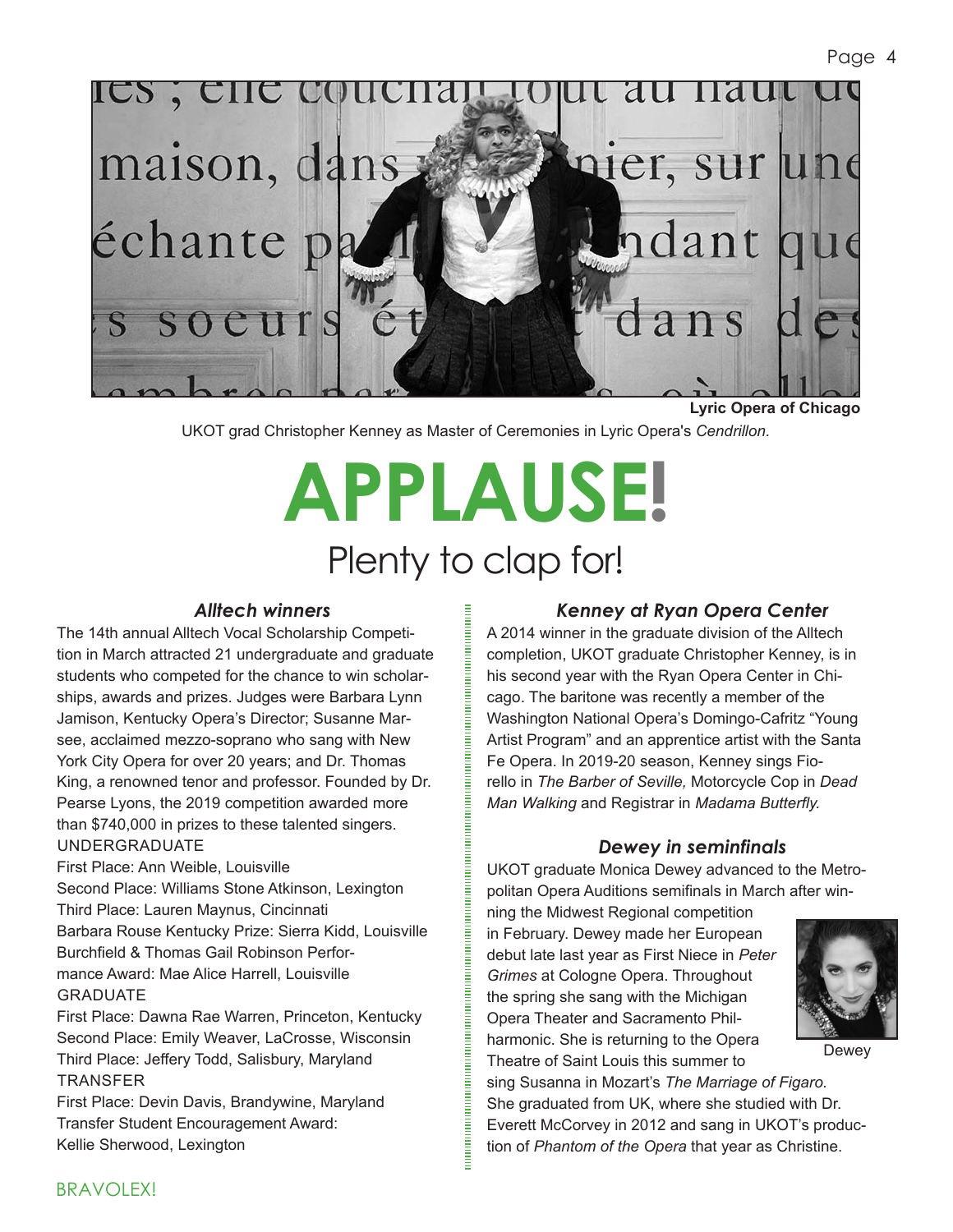Lyric Opera of Chicago

UKOT grad Christopher Kenney as Master of Ceremonies in Lyric Opera's *Cendrillon.*

# APPLAUSE!

## Plenty to clap for!

### *Alltech winners*

The 14th annual Alltech Vocal Scholarship Competition in March attracted 21 undergraduate and graduate students who competed for the chance to win scholarships, awards and prizes. Judges were Barbara Lynn Jamison, Kentucky Opera's Director; Susanne Marsee, acclaimed mezzo-soprano who sang with New York City Opera for over 20 years; and Dr. Thomas King, a renowned tenor and professor. Founded by Dr. Pearse Lyons, the 2019 competition awarded more than $740,000 in prizes to these talented singers.

UNDERGRADUATE

First Place: Ann Weible, Louisville
Second Place: Williams Stone Atkinson, Lexington
Third Place: Lauren Maynus, Cincinnati
Barbara Rouse Kentucky Prize: Sierra Kidd, Louisville
Burchfield & Thomas Gail Robinson Performance Award: Mae Alice Harrell, Louisville

GRADUATE

First Place: Dawna Rae Warren, Princeton, Kentucky
Second Place: Emily Weaver, LaCrosse, Wisconsin
Third Place: Jeffery Todd, Salisbury, Maryland

TRANSFER

First Place: Devin Davis, Brandywine, Maryland
Transfer Student Encouragement Award:
Kellie Sherwood, Lexington

### *Kenney at Ryan Opera Center*

A 2014 winner in the graduate division of the Alltech completion, UKOT graduate Christopher Kenney, is in his second year with the Ryan Opera Center in Chicago. The baritone was recently a member of the Washington National Opera's Domingo-Cafritz "Young Artist Program" and an apprentice artist with the Santa Fe Opera. In 2019-20 season, Kenney sings Fiorello in *The Barber of Seville,* Motorcycle Cop in *Dead Man Walking* and Registrar in *Madama Butterfly.*

### *Dewey in seminfinals*

UKOT graduate Monica Dewey advanced to the Metropolitan Opera Auditions semifinals in March after winning the Midwest Regional competition in February. Dewey made her European debut late last year as First Niece in *Peter Grimes* at Cologne Opera. Throughout the spring she sang with the Michigan Opera Theater and Sacramento Philharmonic. She is returning to the Opera Theatre of Saint Louis this summer to sing Susanna in Mozart's *The Marriage of Figaro.* She graduated from UK, where she studied with Dr. Everett McCorvey in 2012 and sang in UKOT's production of *Phantom of the Opera* that year as Christine.

Dewey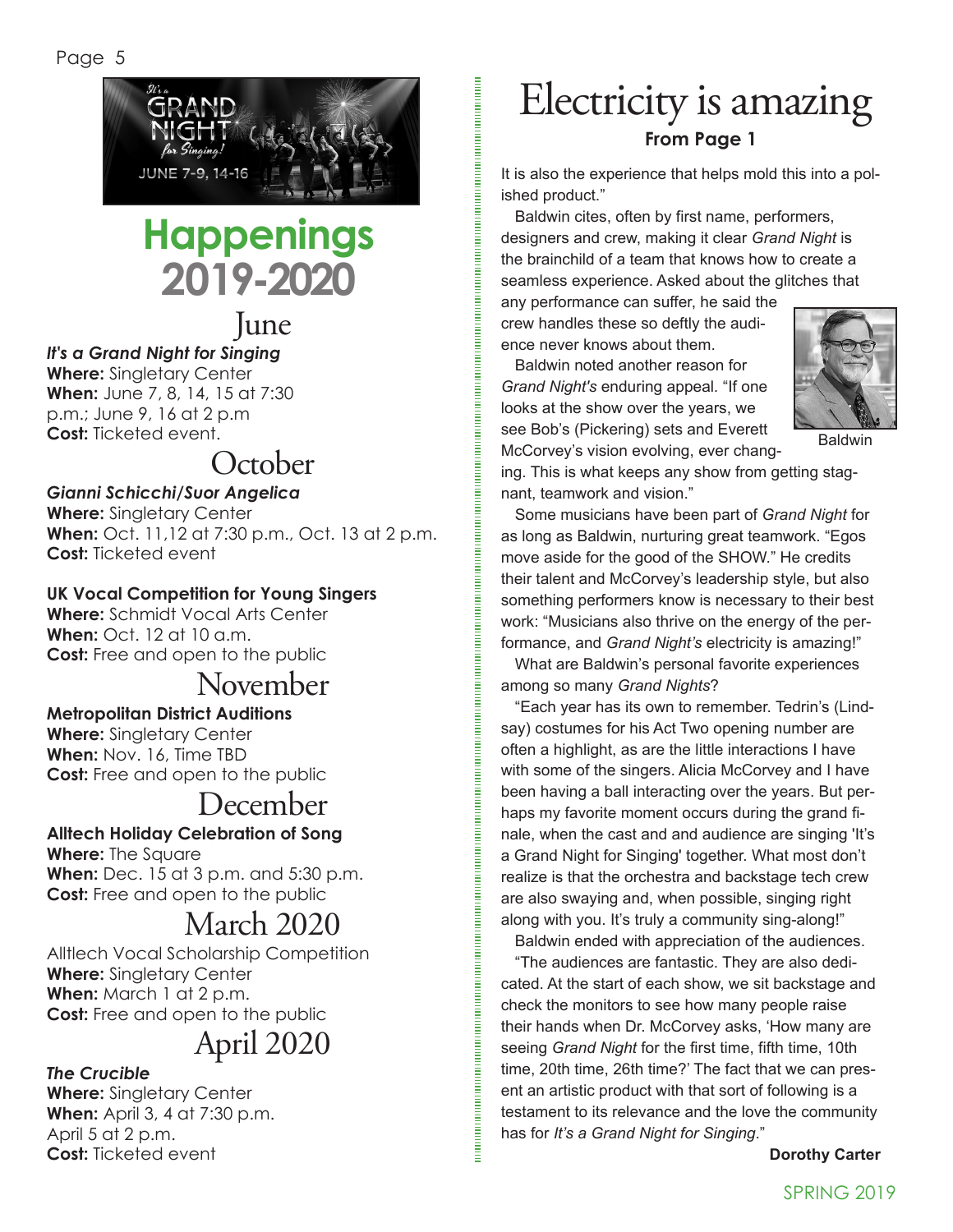# Happenings 2019-2020

## June

***It's a Grand Night for Singing***
**Where:** Singletary Center
**When:** June 7, 8, 14, 15 at 7:30 p.m.; June 9, 16 at 2 p.m
**Cost:** Ticketed event.

## October

***Gianni Schicchi/Suor Angelica***
**Where:** Singletary Center
**When:** Oct. 11,12 at 7:30 p.m., Oct. 13 at 2 p.m.
**Cost:** Ticketed event

**UK Vocal Competition for Young Singers**
**Where:** Schmidt Vocal Arts Center
**When:** Oct. 12 at 10 a.m.
**Cost:** Free and open to the public

## November

**Metropolitan District Auditions**
**Where:** Singletary Center
**When:** Nov. 16, Time TBD
**Cost:** Free and open to the public

## December

**Alltech Holiday Celebration of Song**
**Where:** The Square
**When:** Dec. 15 at 3 p.m. and 5:30 p.m.
**Cost:** Free and open to the public

## March 2020

Alltech Vocal Scholarship Competition
**Where:** Singletary Center
**When:** March 1 at 2 p.m.
**Cost:** Free and open to the public

## April 2020

***The Crucible***
**Where:** Singletary Center
**When:** April 3, 4 at 7:30 p.m.
April 5 at 2 p.m.
**Cost:** Ticketed event

# Electricity is amazing

**From Page 1**

It is also the experience that helps mold this into a polished product."

Baldwin cites, often by first name, performers, designers and crew, making it clear *Grand Night* is the brainchild of a team that knows how to create a seamless experience. Asked about the glitches that any performance can suffer, he said the crew handles these so deftly the audience never knows about them.

Baldwin

Baldwin noted another reason for *Grand Night's* enduring appeal. "If one looks at the show over the years, we see Bob's (Pickering) sets and Everett McCorvey's vision evolving, ever changing. This is what keeps any show from getting stagnant, teamwork and vision."

Some musicians have been part of *Grand Night* for as long as Baldwin, nurturing great teamwork. "Egos move aside for the good of the SHOW." He credits their talent and McCorvey's leadership style, but also something performers know is necessary to their best work: "Musicians also thrive on the energy of the performance, and *Grand Night's* electricity is amazing!"

What are Baldwin's personal favorite experiences among so many *Grand Nights*?

"Each year has its own to remember. Tedrin's (Lindsay) costumes for his Act Two opening number are often a highlight, as are the little interactions I have with some of the singers. Alicia McCorvey and I have been having a ball interacting over the years. But perhaps my favorite moment occurs during the grand finale, when the cast and and audience are singing 'It's a Grand Night for Singing' together. What most don't realize is that the orchestra and backstage tech crew are also swaying and, when possible, singing right along with you. It's truly a community sing-along!"

Baldwin ended with appreciation of the audiences.

"The audiences are fantastic. They are also dedicated. At the start of each show, we sit backstage and check the monitors to see how many people raise their hands when Dr. McCorvey asks, 'How many are seeing *Grand Night* for the first time, fifth time, 10th time, 20th time, 26th time?' The fact that we can present an artistic product with that sort of following is a testament to its relevance and the love the community has for *It's a Grand Night for Singing*."

**Dorothy Carter**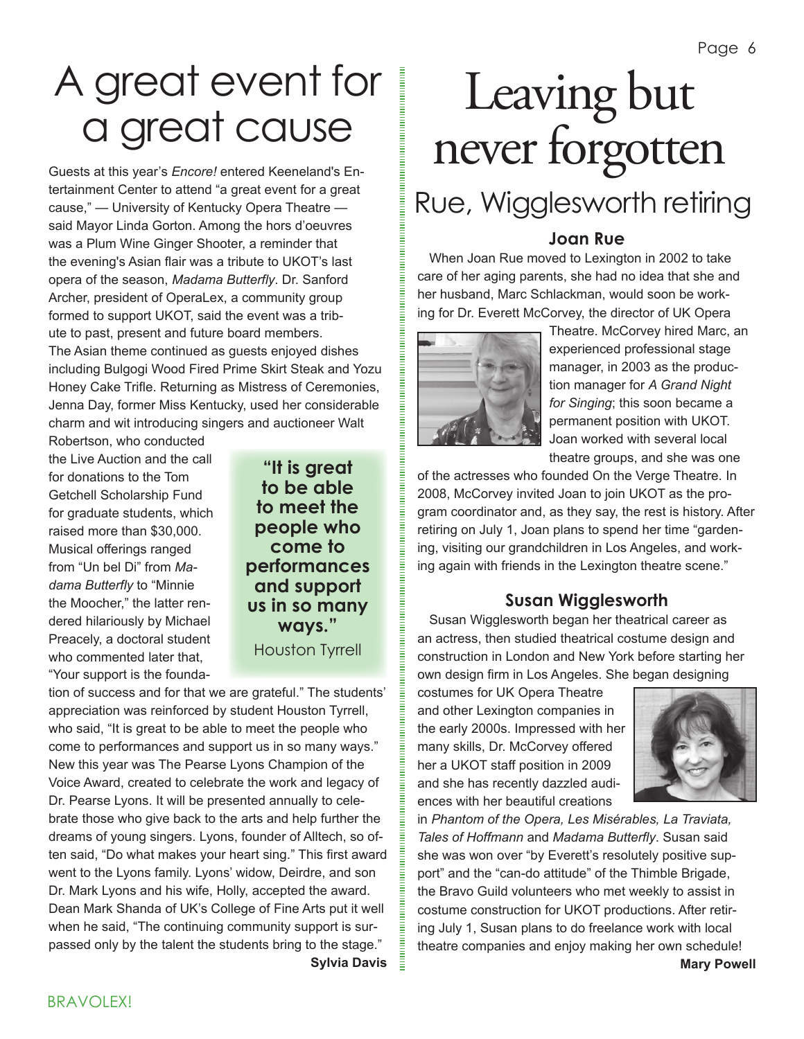# A great event for a great cause

Guests at this year's *Encore!* entered Keeneland's Entertainment Center to attend "a great event for a great cause," — University of Kentucky Opera Theatre — said Mayor Linda Gorton. Among the hors d'oeuvres was a Plum Wine Ginger Shooter, a reminder that the evening's Asian flair was a tribute to UKOT's last opera of the season, *Madama Butterfly*. Dr. Sanford Archer, president of OperaLex, a community group formed to support UKOT, said the event was a tribute to past, present and future board members. The Asian theme continued as guests enjoyed dishes including Bulgogi Wood Fired Prime Skirt Steak and Yozu Honey Cake Trifle. Returning as Mistress of Ceremonies, Jenna Day, former Miss Kentucky, used her considerable charm and wit introducing singers and auctioneer Walt Robertson, who conducted the Live Auction and the call for donations to the Tom Getchell Scholarship Fund for graduate students, which raised more than $30,000. Musical offerings ranged from "Un bel Di" from *Madama Butterfly* to "Minnie the Moocher," the latter rendered hilariously by Michael Preacely, a doctoral student who commented later that, "Your support is the foundation of success and for that we are grateful." The students' appreciation was reinforced by student Houston Tyrrell, who said, "It is great to be able to meet the people who come to performances and support us in so many ways." New this year was The Pearse Lyons Champion of the Voice Award, created to celebrate the work and legacy of Dr. Pearse Lyons. It will be presented annually to celebrate those who give back to the arts and help further the dreams of young singers. Lyons, founder of Alltech, so often said, "Do what makes your heart sing." This first award went to the Lyons family. Lyons' widow, Deirdre, and son Dr. Mark Lyons and his wife, Holly, accepted the award. Dean Mark Shanda of UK's College of Fine Arts put it well when he said, "The continuing community support is surpassed only by the talent the students bring to the stage."

> **"It is great to be able to meet the people who come to performances and support us in so many ways."**
> Houston Tyrrell

**Sylvia Davis**

# Leaving but never forgotten

## Rue, Wigglesworth retiring

### Joan Rue

When Joan Rue moved to Lexington in 2002 to take care of her aging parents, she had no idea that she and her husband, Marc Schlackman, would soon be working for Dr. Everett McCorvey, the director of UK Opera Theatre. McCorvey hired Marc, an experienced professional stage manager, in 2003 as the production manager for *A Grand Night for Singing*; this soon became a permanent position with UKOT. Joan worked with several local theatre groups, and she was one of the actresses who founded On the Verge Theatre. In 2008, McCorvey invited Joan to join UKOT as the program coordinator and, as they say, the rest is history. After retiring on July 1, Joan plans to spend her time "gardening, visiting our grandchildren in Los Angeles, and working again with friends in the Lexington theatre scene."

### Susan Wigglesworth

Susan Wigglesworth began her theatrical career as an actress, then studied theatrical costume design and construction in London and New York before starting her own design firm in Los Angeles. She began designing costumes for UK Opera Theatre and other Lexington companies in the early 2000s. Impressed with her many skills, Dr. McCorvey offered her a UKOT staff position in 2009 and she has recently dazzled audiences with her beautiful creations in *Phantom of the Opera, Les Misérables, La Traviata, Tales of Hoffmann* and *Madama Butterfly*. Susan said she was won over "by Everett's resolutely positive support" and the "can-do attitude" of the Thimble Brigade, the Bravo Guild volunteers who met weekly to assist in costume construction for UKOT productions. After retiring July 1, Susan plans to do freelance work with local theatre companies and enjoy making her own schedule!

**Mary Powell**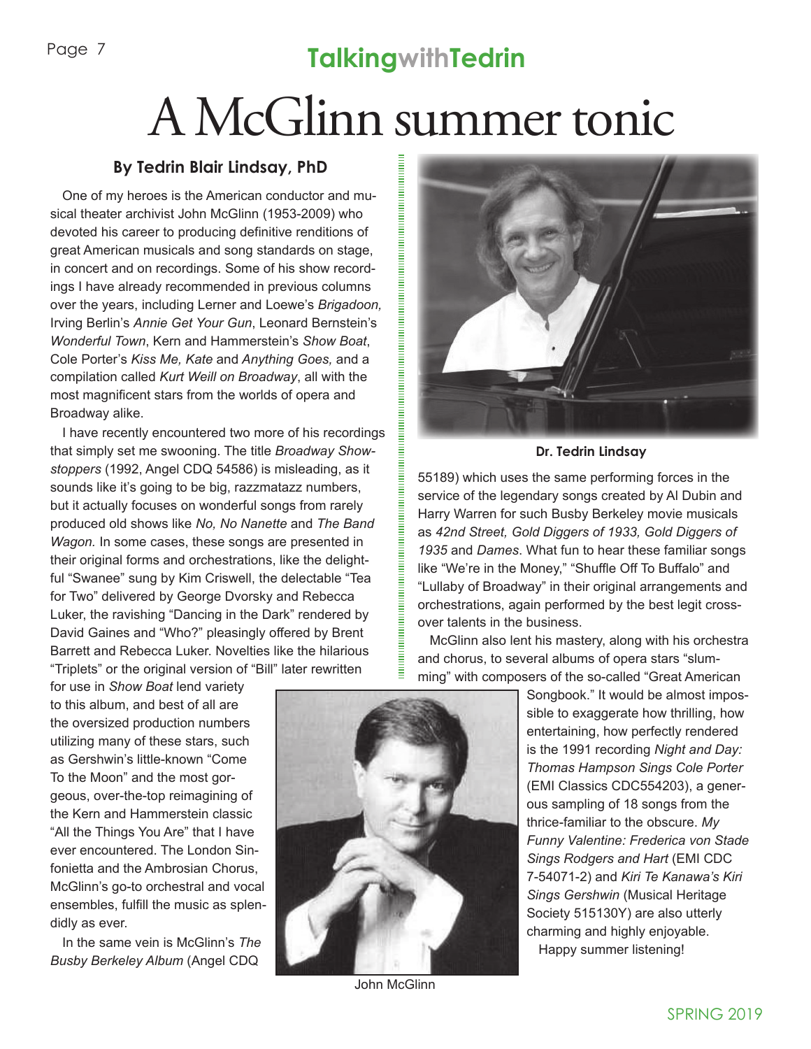## TalkingwithTedrin

# A McGlinn summer tonic

### By Tedrin Blair Lindsay, PhD

One of my heroes is the American conductor and musical theater archivist John McGlinn (1953-2009) who devoted his career to producing definitive renditions of great American musicals and song standards on stage, in concert and on recordings. Some of his show recordings I have already recommended in previous columns over the years, including Lerner and Loewe's *Brigadoon,* Irving Berlin's *Annie Get Your Gun*, Leonard Bernstein's *Wonderful Town*, Kern and Hammerstein's *Show Boat*, Cole Porter's *Kiss Me, Kate* and *Anything Goes,* and a compilation called *Kurt Weill on Broadway*, all with the most magnificent stars from the worlds of opera and Broadway alike.

I have recently encountered two more of his recordings that simply set me swooning. The title *Broadway Showstoppers* (1992, Angel CDQ 54586) is misleading, as it sounds like it's going to be big, razzmatazz numbers, but it actually focuses on wonderful songs from rarely produced old shows like *No, No Nanette* and *The Band Wagon*. In some cases, these songs are presented in their original forms and orchestrations, like the delightful "Swanee" sung by Kim Criswell, the delectable "Tea for Two" delivered by George Dvorsky and Rebecca Luker, the ravishing "Dancing in the Dark" rendered by David Gaines and "Who?" pleasingly offered by Brent Barrett and Rebecca Luker. Novelties like the hilarious "Triplets" or the original version of "Bill" later rewritten for use in *Show Boat* lend variety to this album, and best of all are the oversized production numbers utilizing many of these stars, such as Gershwin's little-known "Come To the Moon" and the most gorgeous, over-the-top reimagining of the Kern and Hammerstein classic "All the Things You Are" that I have ever encountered. The London Sinfonietta and the Ambrosian Chorus, McGlinn's go-to orchestral and vocal ensembles, fulfill the music as splendidly as ever.

In the same vein is McGlinn's *The Busby Berkeley Album* (Angel CDQ 55189) which uses the same performing forces in the service of the legendary songs created by Al Dubin and Harry Warren for such Busby Berkeley movie musicals as *42nd Street, Gold Diggers of 1933, Gold Diggers of 1935* and *Dames*. What fun to hear these familiar songs like "We're in the Money," "Shuffle Off To Buffalo" and "Lullaby of Broadway" in their original arrangements and orchestrations, again performed by the best legit crossover talents in the business.

**Dr. Tedrin Lindsay**

McGlinn also lent his mastery, along with his orchestra and chorus, to several albums of opera stars "slumming" with composers of the so-called "Great American Songbook." It would be almost impossible to exaggerate how thrilling, how entertaining, how perfectly rendered is the 1991 recording *Night and Day: Thomas Hampson Sings Cole Porter* (EMI Classics CDC554203), a generous sampling of 18 songs from the thrice-familiar to the obscure. *My Funny Valentine: Frederica von Stade Sings Rodgers and Hart* (EMI CDC 7-54071-2) and *Kiri Te Kanawa's Kiri Sings Gershwin* (Musical Heritage Society 515130Y) are also utterly charming and highly enjoyable.

Happy summer listening!

John McGlinn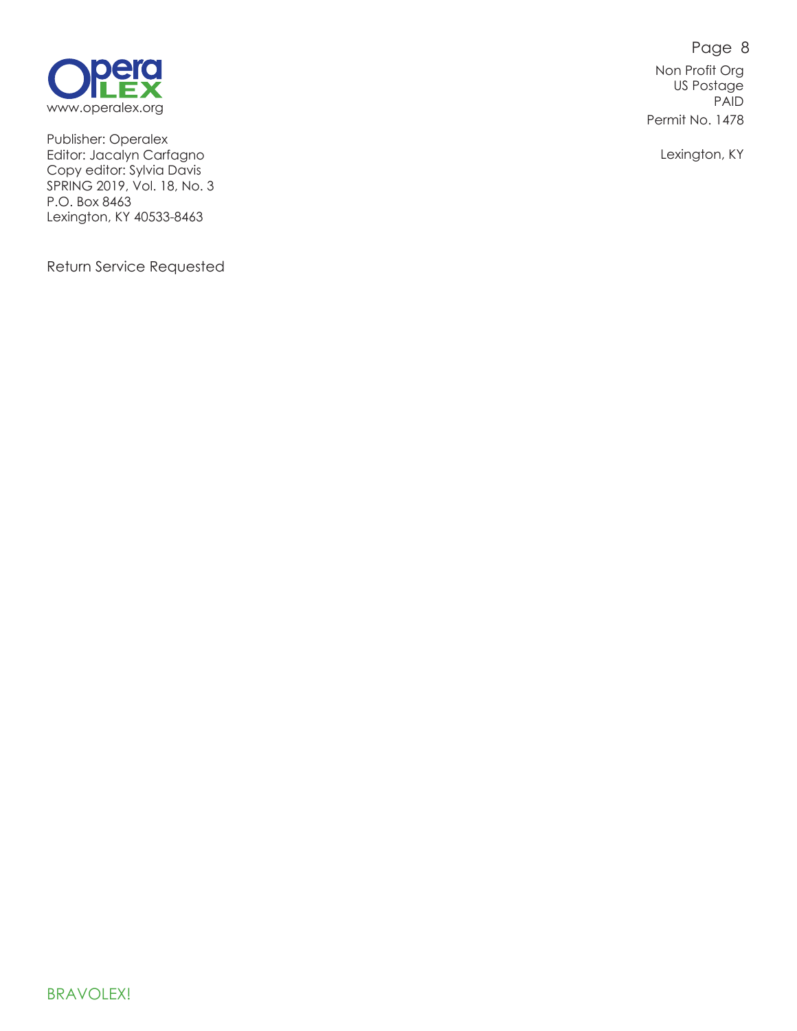Opera LEX

www.operalex.org

Publisher: Operalex
Editor: Jacalyn Carfagno
Copy editor: Sylvia Davis
SPRING 2019, Vol. 18, No. 3
P.O. Box 8463
Lexington, KY 40533-8463

Return Service Requested

Non Profit Org
US Postage
PAID
Permit No. 1478

Lexington, KY